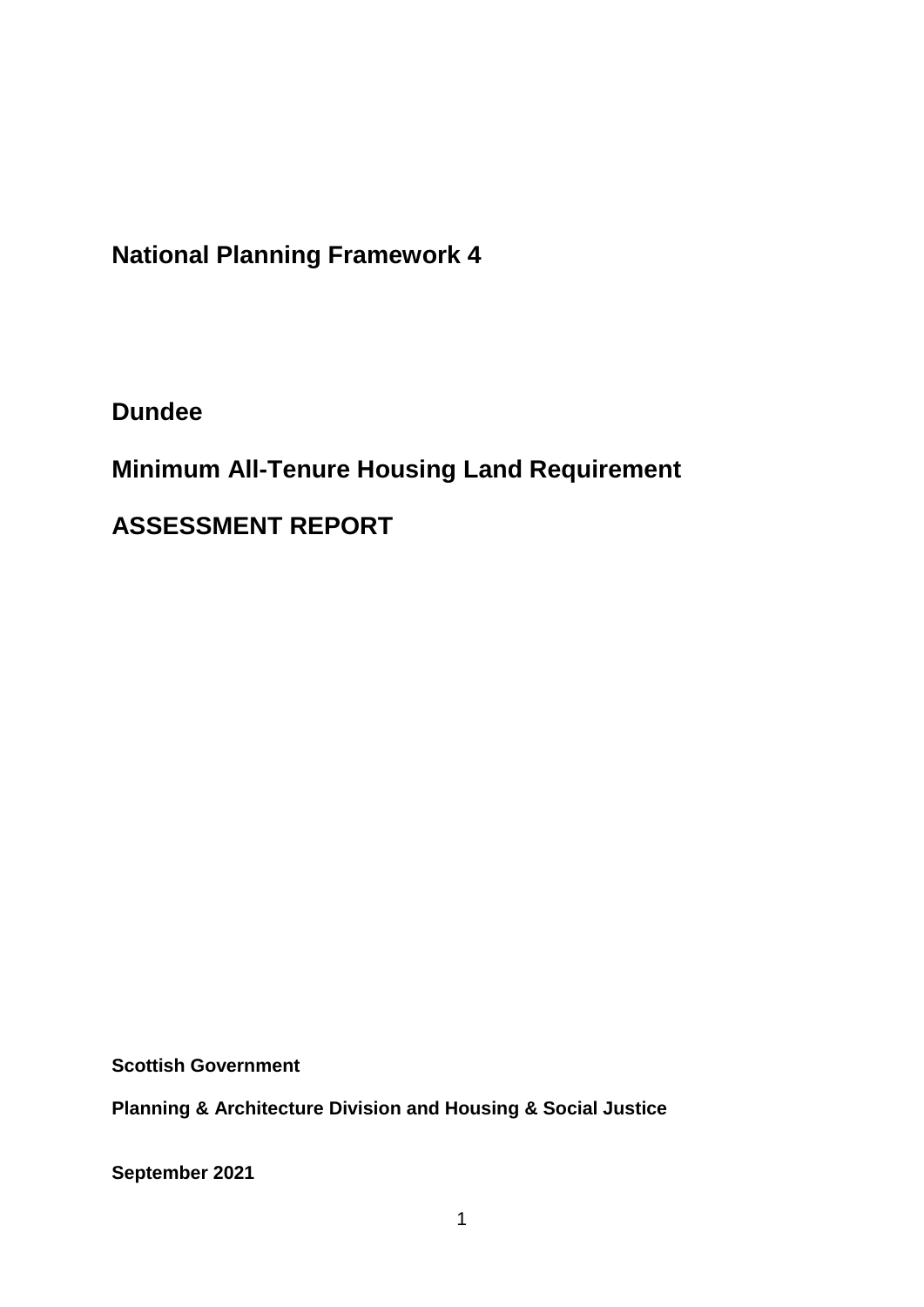# National Planning Framework 4

## Dundee

## Minimum All-Tenure Housing Land Requirement

## ASSESSMENT REPORT

**Scottish Government**

**Planning & Architecture Division and Housing & Social Justice**

**September 2021**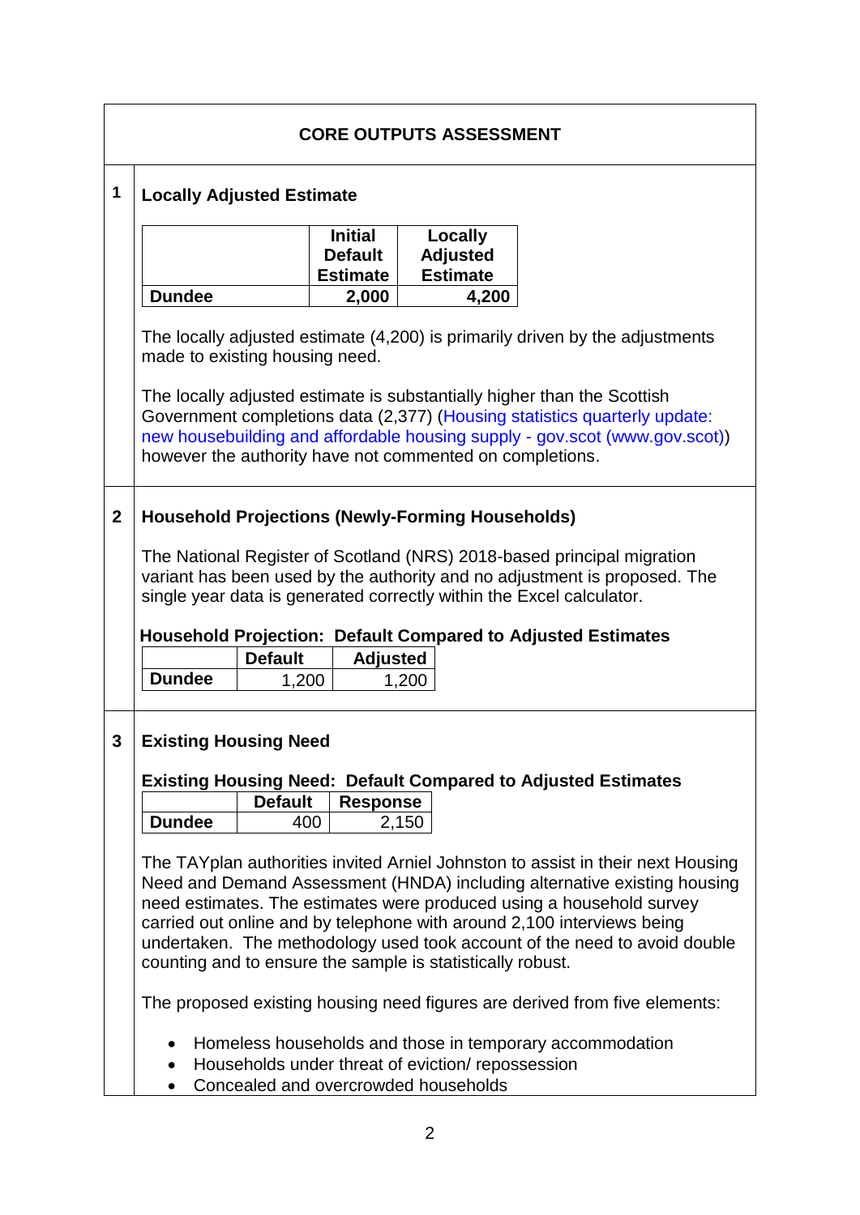## CORE OUTPUTS ASSESSMENT

### 1 Locally Adjusted Estimate

| | Initial Default Estimate | Locally Adjusted Estimate |
|---|---|---|
| **Dundee** | **2,000** | **4,200** |

The locally adjusted estimate (4,200) is primarily driven by the adjustments made to existing housing need.

The locally adjusted estimate is substantially higher than the Scottish Government completions data (2,377) (Housing statistics quarterly update: new housebuilding and affordable housing supply - gov.scot (www.gov.scot)) however the authority have not commented on completions.

### 2 Household Projections (Newly-Forming Households)

The National Register of Scotland (NRS) 2018-based principal migration variant has been used by the authority and no adjustment is proposed. The single year data is generated correctly within the Excel calculator.

**Household Projection: Default Compared to Adjusted Estimates**

| | Default | Adjusted |
|---|---|---|
| **Dundee** | 1,200 | 1,200 |

### 3 Existing Housing Need

**Existing Housing Need: Default Compared to Adjusted Estimates**

| | Default | Response |
|---|---|---|
| **Dundee** | 400 | 2,150 |

The TAYplan authorities invited Arniel Johnston to assist in their next Housing Need and Demand Assessment (HNDA) including alternative existing housing need estimates. The estimates were produced using a household survey carried out online and by telephone with around 2,100 interviews being undertaken. The methodology used took account of the need to avoid double counting and to ensure the sample is statistically robust.

The proposed existing housing need figures are derived from five elements:

- Homeless households and those in temporary accommodation
- Households under threat of eviction/ repossession
- Concealed and overcrowded households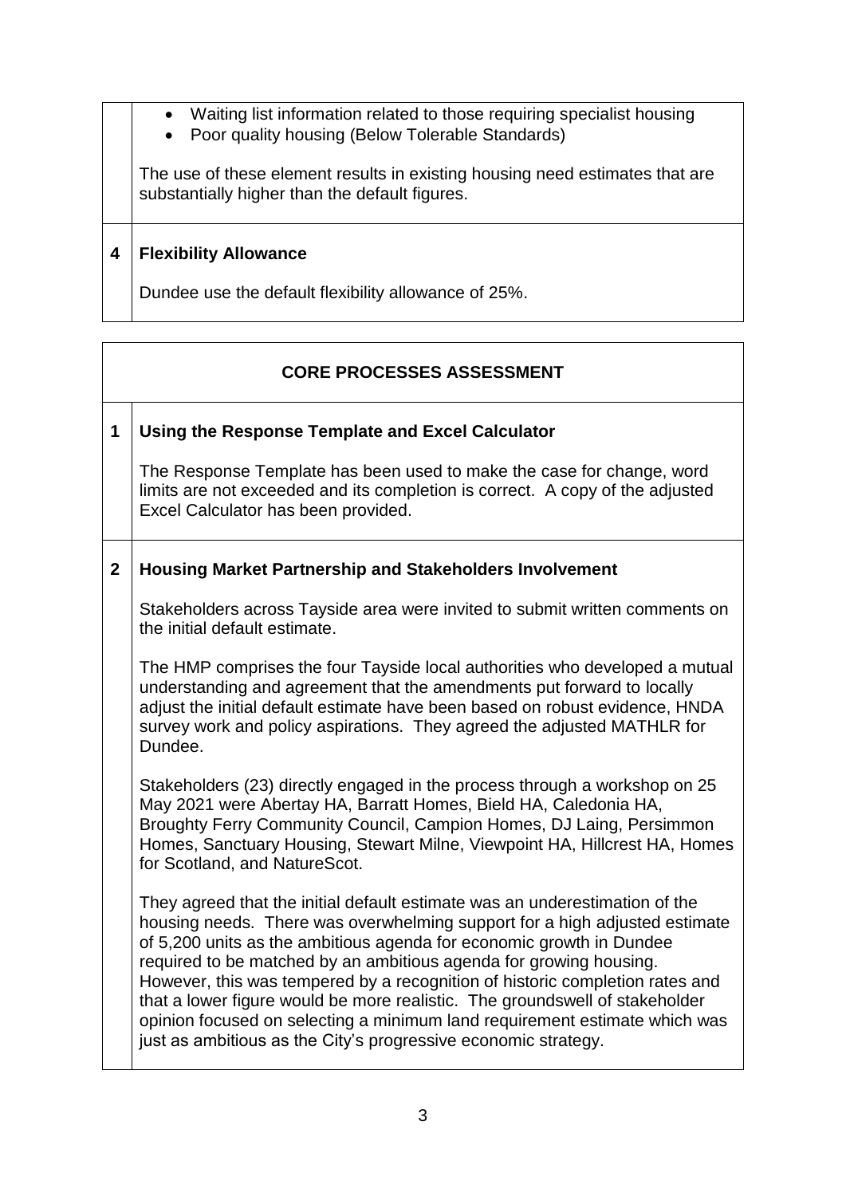- Waiting list information related to those requiring specialist housing
- Poor quality housing (Below Tolerable Standards)

The use of these element results in existing housing need estimates that are substantially higher than the default figures.

**4 Flexibility Allowance**

Dundee use the default flexibility allowance of 25%.

## CORE PROCESSES ASSESSMENT

**1 Using the Response Template and Excel Calculator**

The Response Template has been used to make the case for change, word limits are not exceeded and its completion is correct. A copy of the adjusted Excel Calculator has been provided.

**2 Housing Market Partnership and Stakeholders Involvement**

Stakeholders across Tayside area were invited to submit written comments on the initial default estimate.

The HMP comprises the four Tayside local authorities who developed a mutual understanding and agreement that the amendments put forward to locally adjust the initial default estimate have been based on robust evidence, HNDA survey work and policy aspirations. They agreed the adjusted MATHLR for Dundee.

Stakeholders (23) directly engaged in the process through a workshop on 25 May 2021 were Abertay HA, Barratt Homes, Bield HA, Caledonia HA, Broughty Ferry Community Council, Campion Homes, DJ Laing, Persimmon Homes, Sanctuary Housing, Stewart Milne, Viewpoint HA, Hillcrest HA, Homes for Scotland, and NatureScot.

They agreed that the initial default estimate was an underestimation of the housing needs. There was overwhelming support for a high adjusted estimate of 5,200 units as the ambitious agenda for economic growth in Dundee required to be matched by an ambitious agenda for growing housing. However, this was tempered by a recognition of historic completion rates and that a lower figure would be more realistic. The groundswell of stakeholder opinion focused on selecting a minimum land requirement estimate which was just as ambitious as the City's progressive economic strategy.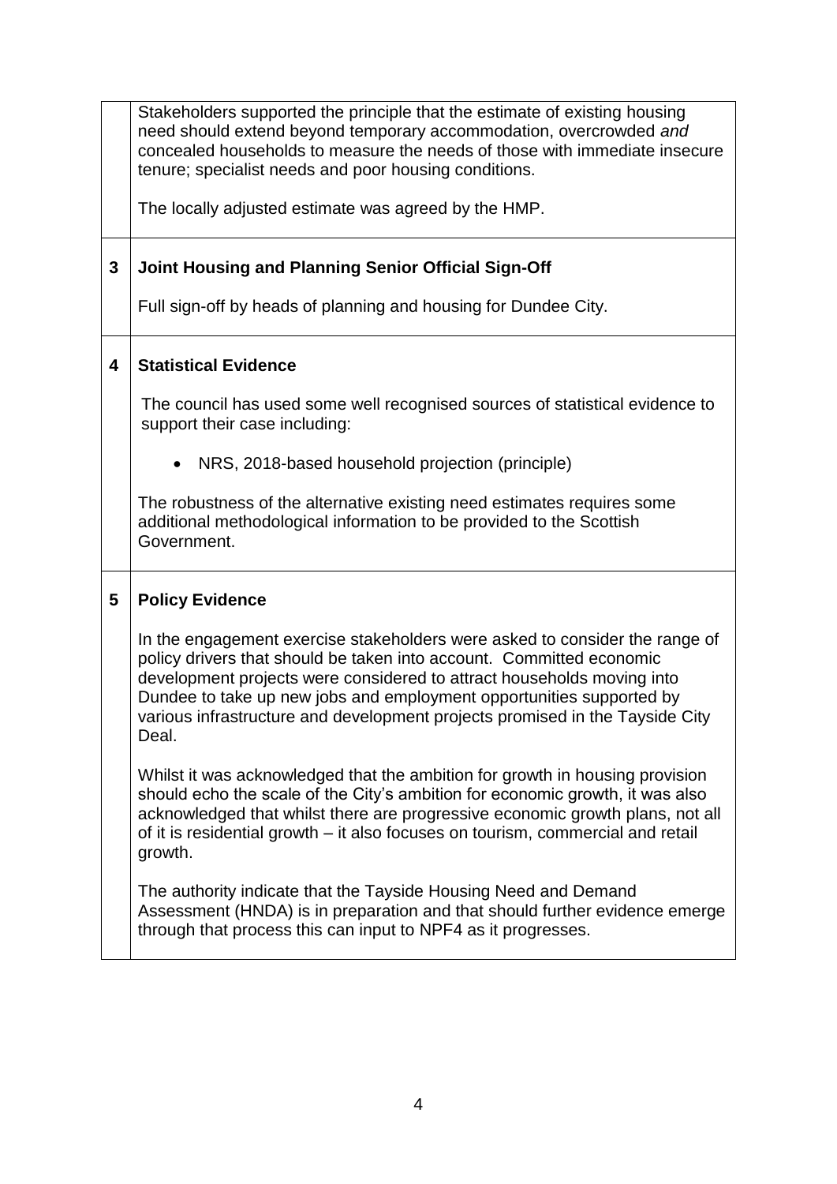| | |
|---|---|
| | Stakeholders supported the principle that the estimate of existing housing need should extend beyond temporary accommodation, overcrowded *and* concealed households to measure the needs of those with immediate insecure tenure; specialist needs and poor housing conditions.<br><br>The locally adjusted estimate was agreed by the HMP. |
| **3** | **Joint Housing and Planning Senior Official Sign-Off**<br><br>Full sign-off by heads of planning and housing for Dundee City. |
| **4** | **Statistical Evidence**<br><br>The council has used some well recognised sources of statistical evidence to support their case including:<br><br>• NRS, 2018-based household projection (principle)<br><br>The robustness of the alternative existing need estimates requires some additional methodological information to be provided to the Scottish Government. |
| **5** | **Policy Evidence**<br><br>In the engagement exercise stakeholders were asked to consider the range of policy drivers that should be taken into account. Committed economic development projects were considered to attract households moving into Dundee to take up new jobs and employment opportunities supported by various infrastructure and development projects promised in the Tayside City Deal.<br><br>Whilst it was acknowledged that the ambition for growth in housing provision should echo the scale of the City's ambition for economic growth, it was also acknowledged that whilst there are progressive economic growth plans, not all of it is residential growth – it also focuses on tourism, commercial and retail growth.<br><br>The authority indicate that the Tayside Housing Need and Demand Assessment (HNDA) is in preparation and that should further evidence emerge through that process this can input to NPF4 as it progresses. |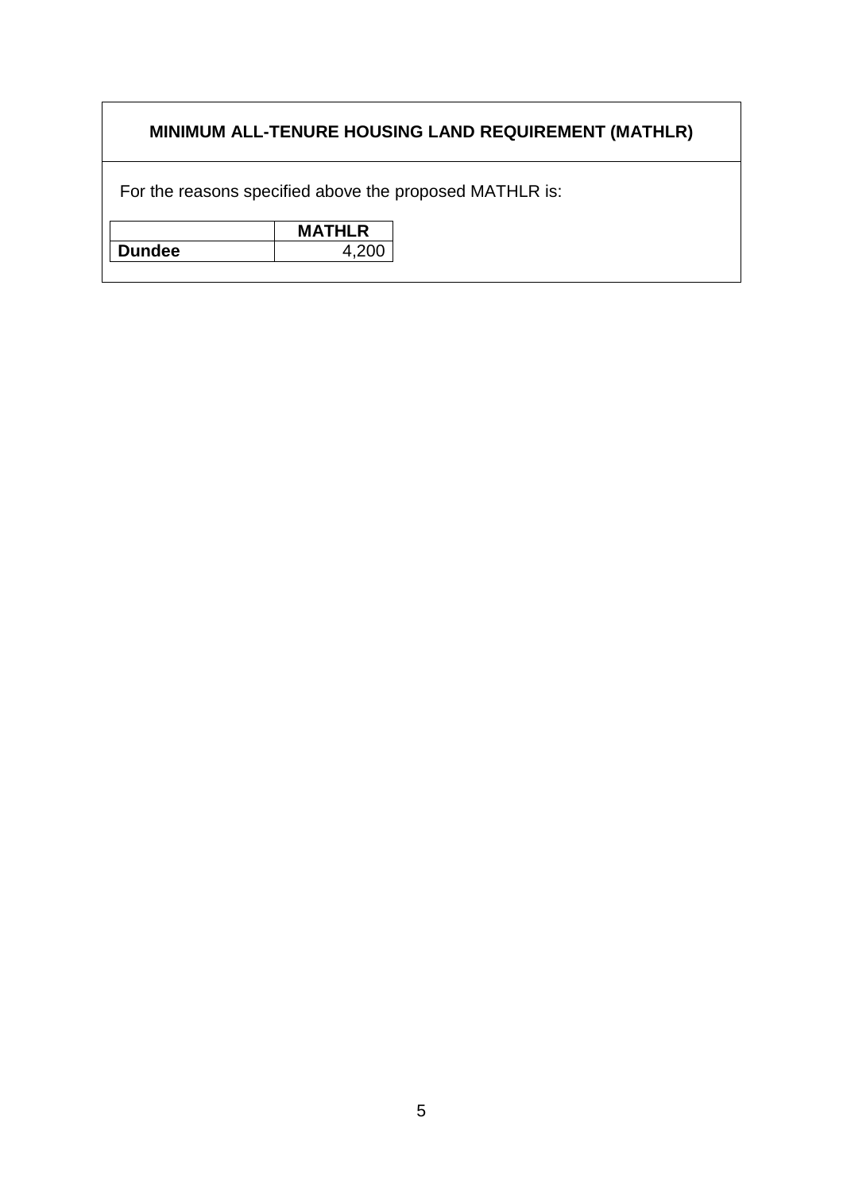## MINIMUM ALL-TENURE HOUSING LAND REQUIREMENT (MATHLR)

For the reasons specified above the proposed MATHLR is:

| | MATHLR |
|---|---|
| **Dundee** | 4,200 |